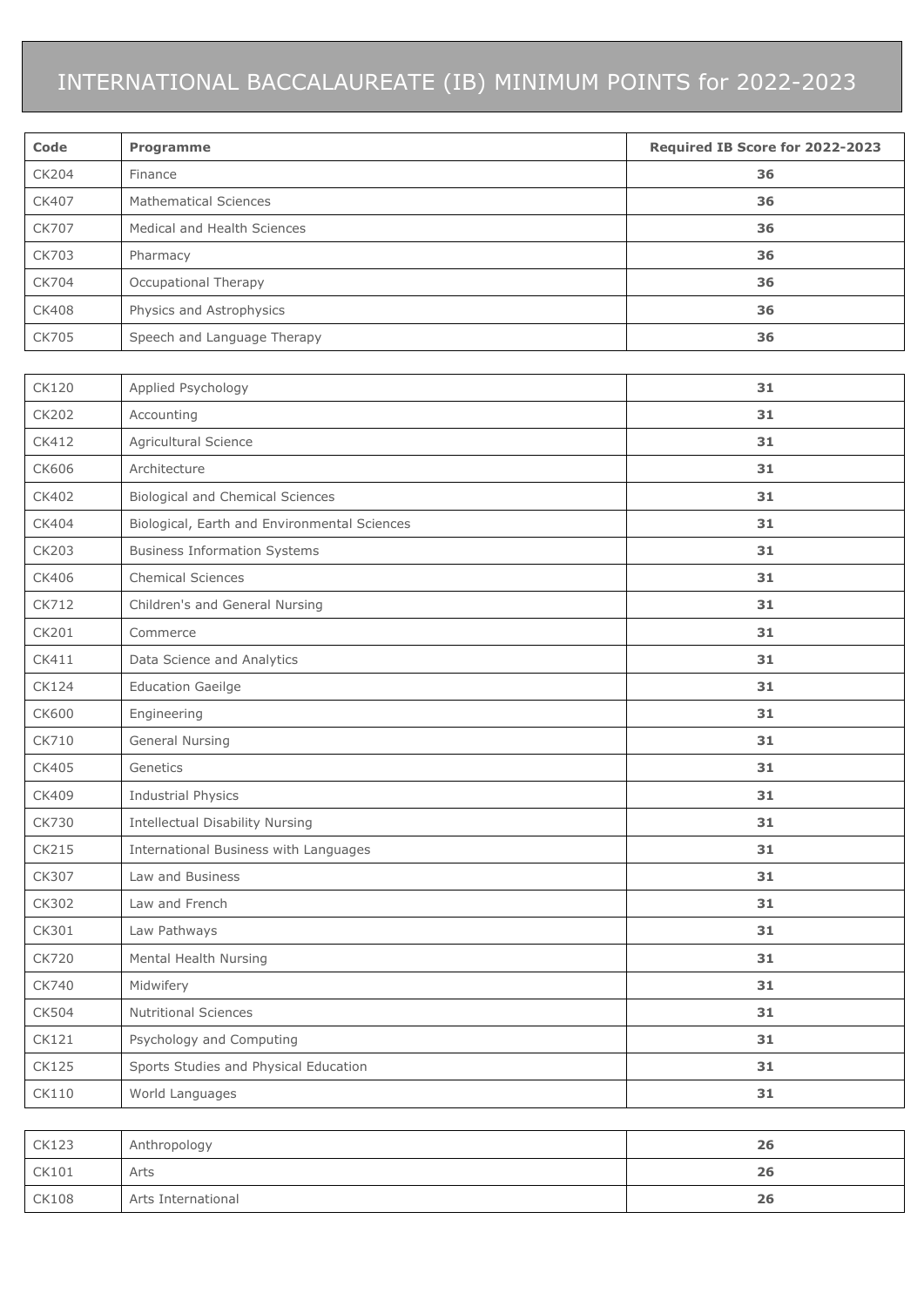# INTERNATIONAL BACCALAUREATE (IB) MINIMUM POINTS for 2022-2023

| Code | Programme | Required IB Score for 2022-2023 |
|---|---|---|
| CK204 | Finance | **36** |
| CK407 | Mathematical Sciences | **36** |
| CK707 | Medical and Health Sciences | **36** |
| CK703 | Pharmacy | **36** |
| CK704 | Occupational Therapy | **36** |
| CK408 | Physics and Astrophysics | **36** |
| CK705 | Speech and Language Therapy | **36** |
| CK120 | Applied Psychology | **31** |
| CK202 | Accounting | **31** |
| CK412 | Agricultural Science | **31** |
| CK606 | Architecture | **31** |
| CK402 | Biological and Chemical Sciences | **31** |
| CK404 | Biological, Earth and Environmental Sciences | **31** |
| CK203 | Business Information Systems | **31** |
| CK406 | Chemical Sciences | **31** |
| CK712 | Children's and General Nursing | **31** |
| CK201 | Commerce | **31** |
| CK411 | Data Science and Analytics | **31** |
| CK124 | Education Gaeilge | **31** |
| CK600 | Engineering | **31** |
| CK710 | General Nursing | **31** |
| CK405 | Genetics | **31** |
| CK409 | Industrial Physics | **31** |
| CK730 | Intellectual Disability Nursing | **31** |
| CK215 | International Business with Languages | **31** |
| CK307 | Law and Business | **31** |
| CK302 | Law and French | **31** |
| CK301 | Law Pathways | **31** |
| CK720 | Mental Health Nursing | **31** |
| CK740 | Midwifery | **31** |
| CK504 | Nutritional Sciences | **31** |
| CK121 | Psychology and Computing | **31** |
| CK125 | Sports Studies and Physical Education | **31** |
| CK110 | World Languages | **31** |
| CK123 | Anthropology | **26** |
| CK101 | Arts | **26** |
| CK108 | Arts International | **26** |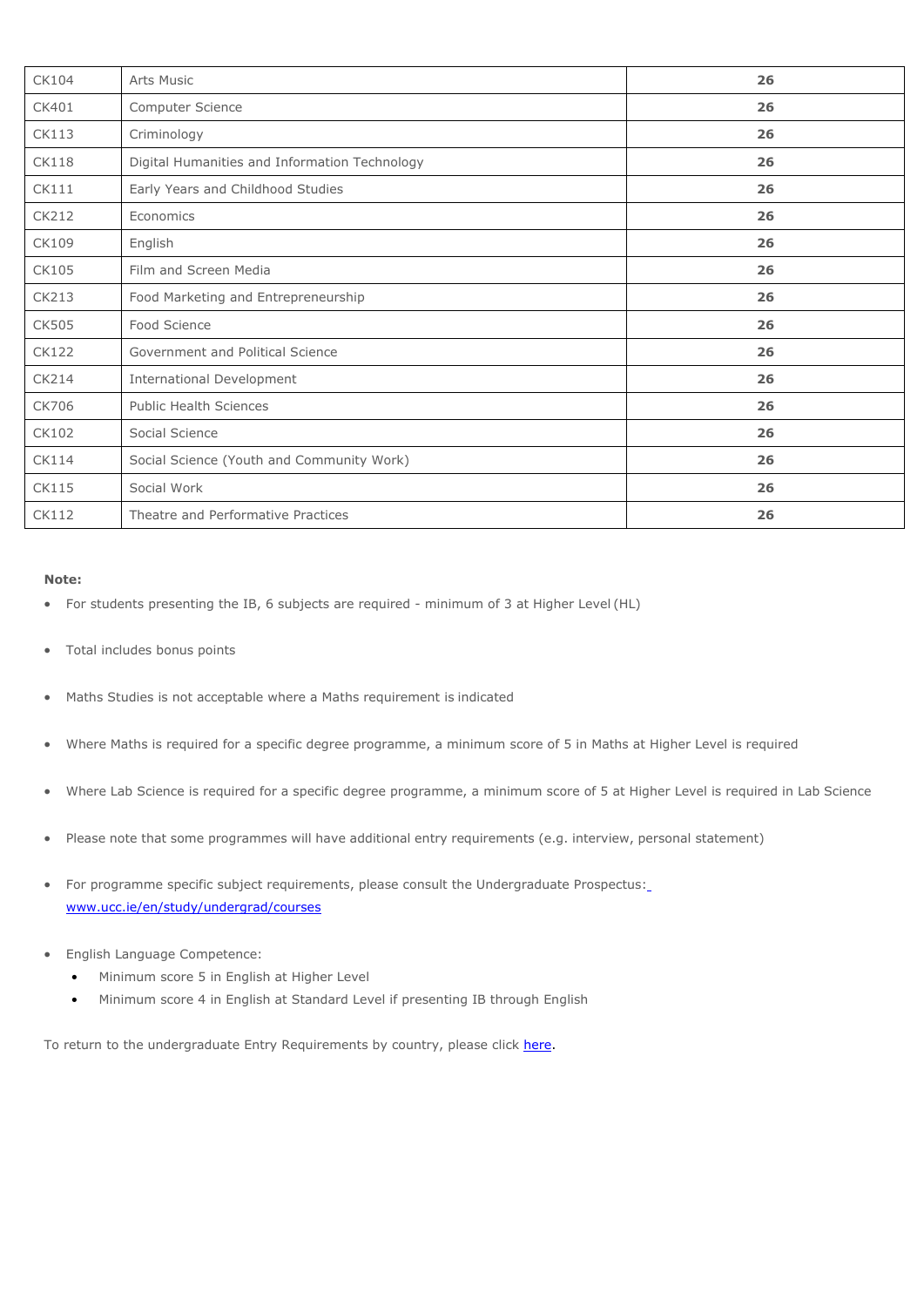| | | |
|---|---|---|
| CK104 | Arts Music | **26** |
| CK401 | Computer Science | **26** |
| CK113 | Criminology | **26** |
| CK118 | Digital Humanities and Information Technology | **26** |
| CK111 | Early Years and Childhood Studies | **26** |
| CK212 | Economics | **26** |
| CK109 | English | **26** |
| CK105 | Film and Screen Media | **26** |
| CK213 | Food Marketing and Entrepreneurship | **26** |
| CK505 | Food Science | **26** |
| CK122 | Government and Political Science | **26** |
| CK214 | International Development | **26** |
| CK706 | Public Health Sciences | **26** |
| CK102 | Social Science | **26** |
| CK114 | Social Science (Youth and Community Work) | **26** |
| CK115 | Social Work | **26** |
| CK112 | Theatre and Performative Practices | **26** |

**Note:**

- For students presenting the IB, 6 subjects are required - minimum of 3 at Higher Level (HL)
- Total includes bonus points
- Maths Studies is not acceptable where a Maths requirement is indicated
- Where Maths is required for a specific degree programme, a minimum score of 5 in Maths at Higher Level is required
- Where Lab Science is required for a specific degree programme, a minimum score of 5 at Higher Level is required in Lab Science
- Please note that some programmes will have additional entry requirements (e.g. interview, personal statement)
- For programme specific subject requirements, please consult the Undergraduate Prospectus: www.ucc.ie/en/study/undergrad/courses
- English Language Competence:
  - Minimum score 5 in English at Higher Level
  - Minimum score 4 in English at Standard Level if presenting IB through English

To return to the undergraduate Entry Requirements by country, please click here.